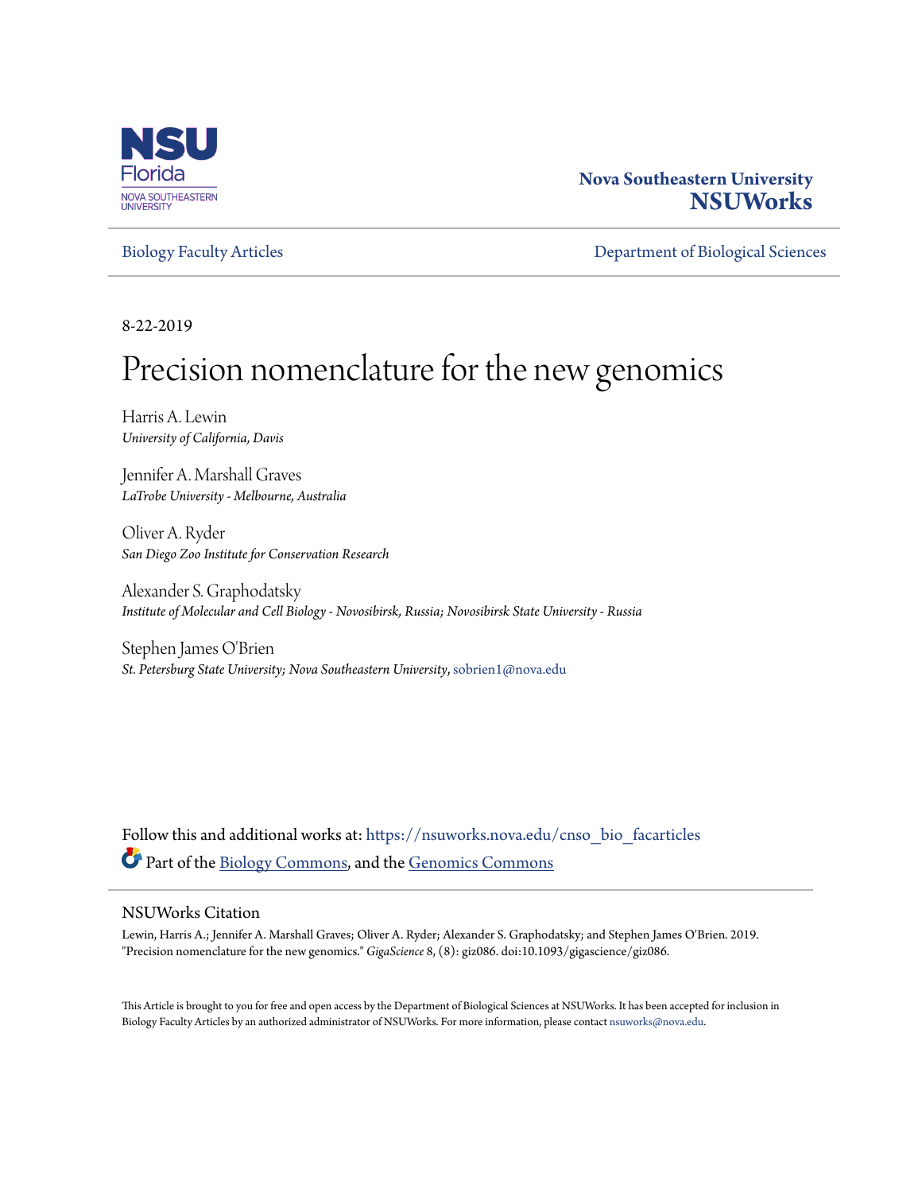Nova Southeastern University
**NSUWorks**

Biology Faculty Articles

Department of Biological Sciences

8-22-2019

# Precision nomenclature for the new genomics

Harris A. Lewin
*University of California, Davis*

Jennifer A. Marshall Graves
*LaTrobe University - Melbourne, Australia*

Oliver A. Ryder
*San Diego Zoo Institute for Conservation Research*

Alexander S. Graphodatsky
*Institute of Molecular and Cell Biology - Novosibirsk, Russia; Novosibirsk State University - Russia*

Stephen James O'Brien
*St. Petersburg State University; Nova Southeastern University*, sobrien1@nova.edu

Follow this and additional works at: https://nsuworks.nova.edu/cnso_bio_facarticles

Part of the Biology Commons, and the Genomics Commons

## NSUWorks Citation

Lewin, Harris A.; Jennifer A. Marshall Graves; Oliver A. Ryder; Alexander S. Graphodatsky; and Stephen James O'Brien. 2019. "Precision nomenclature for the new genomics." *GigaScience* 8, (8): giz086. doi:10.1093/gigascience/giz086.

This Article is brought to you for free and open access by the Department of Biological Sciences at NSUWorks. It has been accepted for inclusion in Biology Faculty Articles by an authorized administrator of NSUWorks. For more information, please contact nsuworks@nova.edu.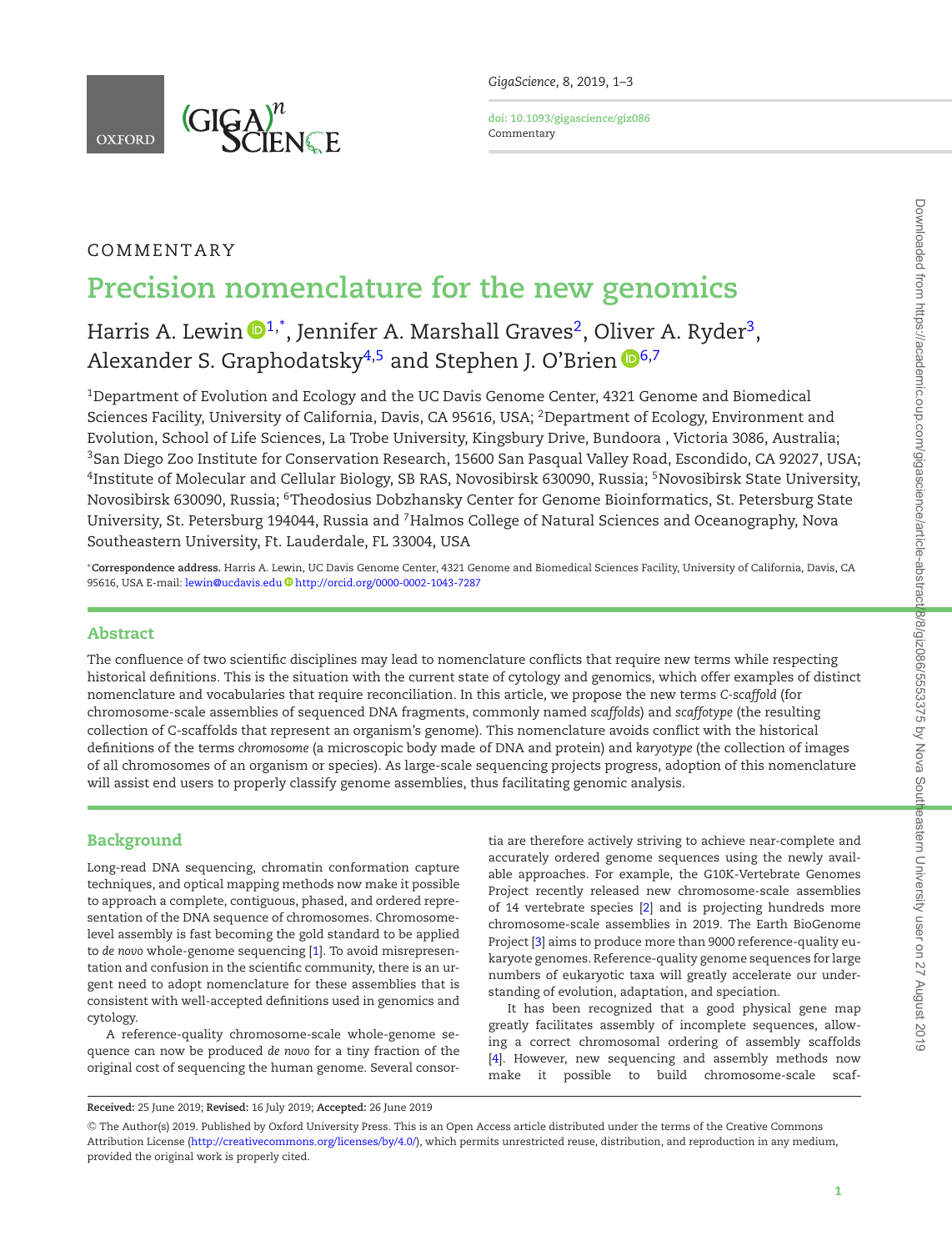COMMENTARY

# Precision nomenclature for the new genomics

Harris A. Lewin [1,*], Jennifer A. Marshall Graves [2], Oliver A. Ryder [3], Alexander S. Graphodatsky [4,5] and Stephen J. O'Brien [6,7]

[1]Department of Evolution and Ecology and the UC Davis Genome Center, 4321 Genome and Biomedical Sciences Facility, University of California, Davis, CA 95616, USA; [2]Department of Ecology, Environment and Evolution, School of Life Sciences, La Trobe University, Kingsbury Drive, Bundoora , Victoria 3086, Australia; [3]San Diego Zoo Institute for Conservation Research, 15600 San Pasqual Valley Road, Escondido, CA 92027, USA; [4]Institute of Molecular and Cellular Biology, SB RAS, Novosibirsk 630090, Russia; [5]Novosibirsk State University, Novosibirsk 630090, Russia; [6]Theodosius Dobzhansky Center for Genome Bioinformatics, St. Petersburg State University, St. Petersburg 194044, Russia and [7]Halmos College of Natural Sciences and Oceanography, Nova Southeastern University, Ft. Lauderdale, FL 33004, USA

*Correspondence address. Harris A. Lewin, UC Davis Genome Center, 4321 Genome and Biomedical Sciences Facility, University of California, Davis, CA 95616, USA E-mail: lewin@ucdavis.edu http://orcid.org/0000-0002-1043-7287

## Abstract

The confluence of two scientific disciplines may lead to nomenclature conflicts that require new terms while respecting historical definitions. This is the situation with the current state of cytology and genomics, which offer examples of distinct nomenclature and vocabularies that require reconciliation. In this article, we propose the new terms *C-scaffold* (for chromosome-scale assemblies of sequenced DNA fragments, commonly named *scaffolds*) and *scaffotype* (the resulting collection of C-scaffolds that represent an organism's genome). This nomenclature avoids conflict with the historical definitions of the terms *chromosome* (a microscopic body made of DNA and protein) and *karyotype* (the collection of images of all chromosomes of an organism or species). As large-scale sequencing projects progress, adoption of this nomenclature will assist end users to properly classify genome assemblies, thus facilitating genomic analysis.

## Background

Long-read DNA sequencing, chromatin conformation capture techniques, and optical mapping methods now make it possible to approach a complete, contiguous, phased, and ordered representation of the DNA sequence of chromosomes. Chromosome-level assembly is fast becoming the gold standard to be applied to *de novo* whole-genome sequencing [1]. To avoid misrepresentation and confusion in the scientific community, there is an urgent need to adopt nomenclature for these assemblies that is consistent with well-accepted definitions used in genomics and cytology.

A reference-quality chromosome-scale whole-genome sequence can now be produced *de novo* for a tiny fraction of the original cost of sequencing the human genome. Several consortia are therefore actively striving to achieve near-complete and accurately ordered genome sequences using the newly available approaches. For example, the G10K-Vertebrate Genomes Project recently released new chromosome-scale assemblies of 14 vertebrate species [2] and is projecting hundreds more chromosome-scale assemblies in 2019. The Earth BioGenome Project [3] aims to produce more than 9000 reference-quality eukaryote genomes. Reference-quality genome sequences for large numbers of eukaryotic taxa will greatly accelerate our understanding of evolution, adaptation, and speciation.

It has been recognized that a good physical gene map greatly facilitates assembly of incomplete sequences, allowing a correct chromosomal ordering of assembly scaffolds [4]. However, new sequencing and assembly methods now make it possible to build chromosome-scale scaf-

**Received:** 25 June 2019; **Revised:** 16 July 2019; **Accepted:** 26 June 2019

© The Author(s) 2019. Published by Oxford University Press. This is an Open Access article distributed under the terms of the Creative Commons Attribution License (http://creativecommons.org/licenses/by/4.0/), which permits unrestricted reuse, distribution, and reproduction in any medium, provided the original work is properly cited.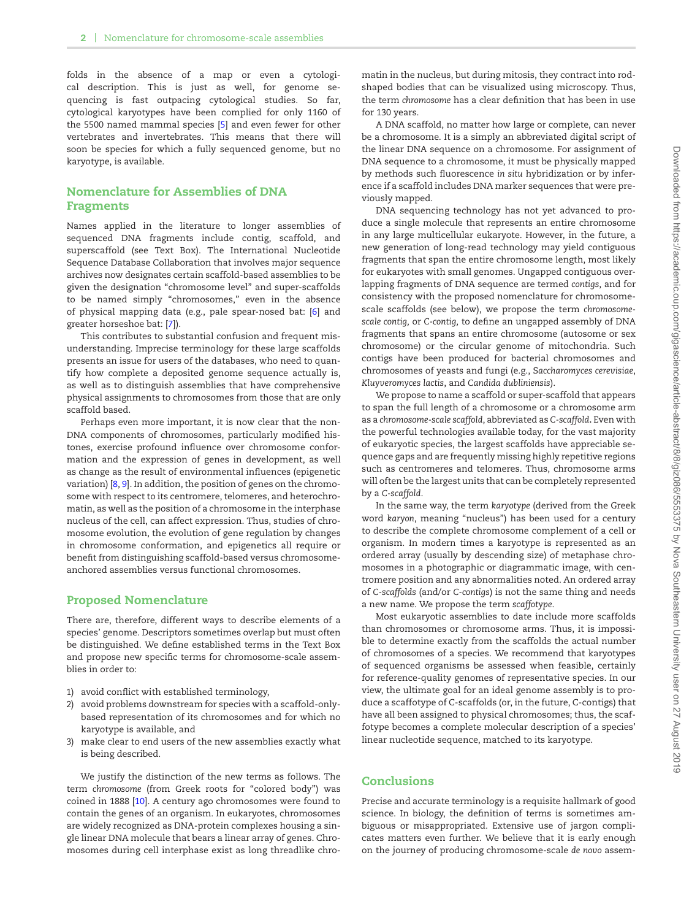folds in the absence of a map or even a cytological description. This is just as well, for genome sequencing is fast outpacing cytological studies. So far, cytological karyotypes have been complied for only 1160 of the 5500 named mammal species [5] and even fewer for other vertebrates and invertebrates. This means that there will soon be species for which a fully sequenced genome, but no karyotype, is available.

## Nomenclature for Assemblies of DNA Fragments

Names applied in the literature to longer assemblies of sequenced DNA fragments include contig, scaffold, and superscaffold (see Text Box). The International Nucleotide Sequence Database Collaboration that involves major sequence archives now designates certain scaffold-based assemblies to be given the designation "chromosome level" and super-scaffolds to be named simply "chromosomes," even in the absence of physical mapping data (e.g., pale spear-nosed bat: [6] and greater horseshoe bat: [7]).

This contributes to substantial confusion and frequent misunderstanding. Imprecise terminology for these large scaffolds presents an issue for users of the databases, who need to quantify how complete a deposited genome sequence actually is, as well as to distinguish assemblies that have comprehensive physical assignments to chromosomes from those that are only scaffold based.

Perhaps even more important, it is now clear that the non-DNA components of chromosomes, particularly modified histones, exercise profound influence over chromosome conformation and the expression of genes in development, as well as change as the result of environmental influences (epigenetic variation) [8, 9]. In addition, the position of genes on the chromosome with respect to its centromere, telomeres, and heterochromatin, as well as the position of a chromosome in the interphase nucleus of the cell, can affect expression. Thus, studies of chromosome evolution, the evolution of gene regulation by changes in chromosome conformation, and epigenetics all require or benefit from distinguishing scaffold-based versus chromosome-anchored assemblies versus functional chromosomes.

## Proposed Nomenclature

There are, therefore, different ways to describe elements of a species' genome. Descriptors sometimes overlap but must often be distinguished. We define established terms in the Text Box and propose new specific terms for chromosome-scale assemblies in order to:

1) avoid conflict with established terminology,
2) avoid problems downstream for species with a scaffold-only-based representation of its chromosomes and for which no karyotype is available, and
3) make clear to end users of the new assemblies exactly what is being described.

We justify the distinction of the new terms as follows. The term *chromosome* (from Greek roots for "colored body") was coined in 1888 [10]. A century ago chromosomes were found to contain the genes of an organism. In eukaryotes, chromosomes are widely recognized as DNA-protein complexes housing a single linear DNA molecule that bears a linear array of genes. Chromosomes during cell interphase exist as long threadlike chromatin in the nucleus, but during mitosis, they contract into rod-shaped bodies that can be visualized using microscopy. Thus, the term *chromosome* has a clear definition that has been in use for 130 years.

A DNA scaffold, no matter how large or complete, can never be a chromosome. It is a simply an abbreviated digital script of the linear DNA sequence on a chromosome. For assignment of DNA sequence to a chromosome, it must be physically mapped by methods such fluorescence *in situ* hybridization or by inference if a scaffold includes DNA marker sequences that were previously mapped.

DNA sequencing technology has not yet advanced to produce a single molecule that represents an entire chromosome in any large multicellular eukaryote. However, in the future, a new generation of long-read technology may yield contiguous fragments that span the entire chromosome length, most likely for eukaryotes with small genomes. Ungapped contiguous overlapping fragments of DNA sequence are termed *contigs*, and for consistency with the proposed nomenclature for chromosome-scale scaffolds (see below), we propose the term *chromosome-scale contig,* or *C-contig,* to define an ungapped assembly of DNA fragments that spans an entire chromosome (autosome or sex chromosome) or the circular genome of mitochondria. Such contigs have been produced for bacterial chromosomes and chromosomes of yeasts and fungi (e.g., *Saccharomyces cerevisiae*, *Kluyveromyces lactis*, and *Candida dubliniensis*).

We propose to name a scaffold or super-scaffold that appears to span the full length of a chromosome or a chromosome arm as a *chromosome-scale scaffold*, abbreviated as *C-scaffold*. Even with the powerful technologies available today, for the vast majority of eukaryotic species, the largest scaffolds have appreciable sequence gaps and are frequently missing highly repetitive regions such as centromeres and telomeres. Thus, chromosome arms will often be the largest units that can be completely represented by a *C-scaffold*.

In the same way, the term *karyotype* (derived from the Greek word *karyon*, meaning "nucleus") has been used for a century to describe the complete chromosome complement of a cell or organism. In modern times a karyotype is represented as an ordered array (usually by descending size) of metaphase chromosomes in a photographic or diagrammatic image, with centromere position and any abnormalities noted. An ordered array of *C-scaffolds* (and/or *C-contigs*) is not the same thing and needs a new name. We propose the term *scaffotype*.

Most eukaryotic assemblies to date include more scaffolds than chromosomes or chromosome arms. Thus, it is impossible to determine exactly from the scaffolds the actual number of chromosomes of a species. We recommend that karyotypes of sequenced organisms be assessed when feasible, certainly for reference-quality genomes of representative species. In our view, the ultimate goal for an ideal genome assembly is to produce a scaffotype of C-scaffolds (or, in the future, C-contigs) that have all been assigned to physical chromosomes; thus, the scaffotype becomes a complete molecular description of a species' linear nucleotide sequence, matched to its karyotype.

## Conclusions

Precise and accurate terminology is a requisite hallmark of good science. In biology, the definition of terms is sometimes ambiguous or misappropriated. Extensive use of jargon complicates matters even further. We believe that it is early enough on the journey of producing chromosome-scale *de novo* assem-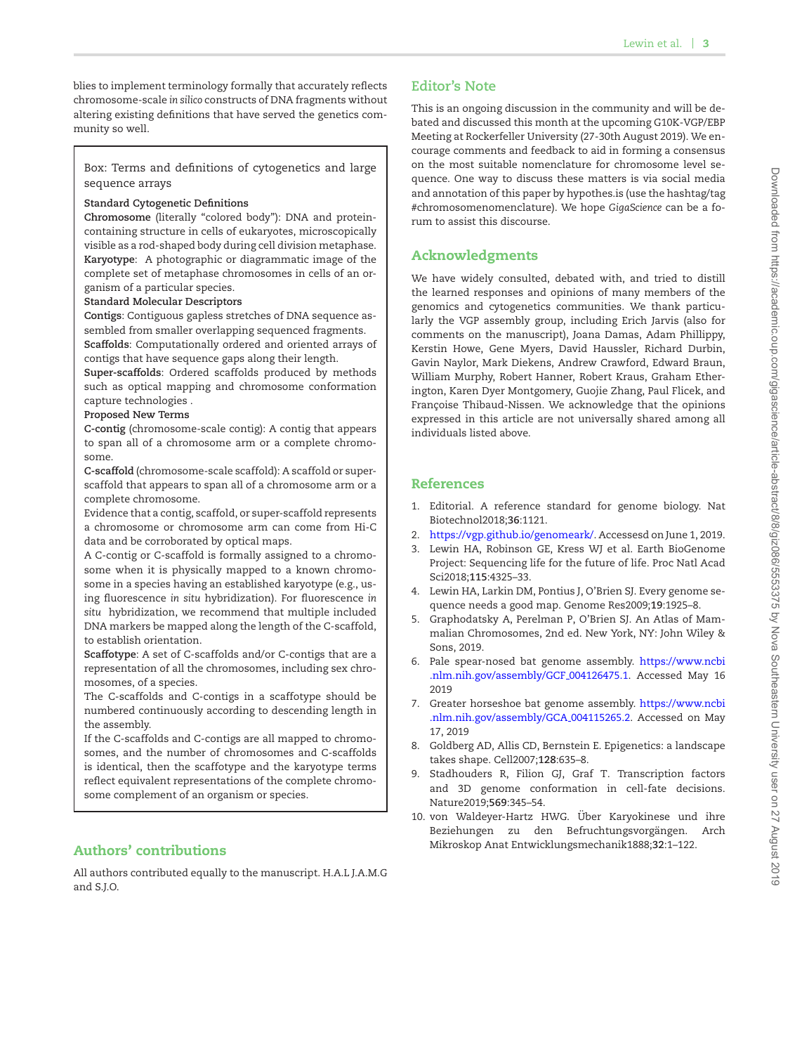blies to implement terminology formally that accurately reflects chromosome-scale *in silico* constructs of DNA fragments without altering existing definitions that have served the genetics community so well.

> Box: Terms and definitions of cytogenetics and large sequence arrays
>
> **Standard Cytogenetic Definitions**
>
> **Chromosome** (literally "colored body"): DNA and protein-containing structure in cells of eukaryotes, microscopically visible as a rod-shaped body during cell division metaphase.
>
> **Karyotype**: A photographic or diagrammatic image of the complete set of metaphase chromosomes in cells of an organism of a particular species.
>
> **Standard Molecular Descriptors**
>
> **Contigs**: Contiguous gapless stretches of DNA sequence assembled from smaller overlapping sequenced fragments.
>
> **Scaffolds**: Computationally ordered and oriented arrays of contigs that have sequence gaps along their length.
>
> **Super-scaffolds**: Ordered scaffolds produced by methods such as optical mapping and chromosome conformation capture technologies .
>
> **Proposed New Terms**
>
> **C-contig** (chromosome-scale contig): A contig that appears to span all of a chromosome arm or a complete chromosome.
>
> **C-scaffold** (chromosome-scale scaffold): A scaffold or super-scaffold that appears to span all of a chromosome arm or a complete chromosome.
>
> Evidence that a contig, scaffold, or super-scaffold represents a chromosome or chromosome arm can come from Hi-C data and be corroborated by optical maps.
>
> A C-contig or C-scaffold is formally assigned to a chromosome when it is physically mapped to a known chromosome in a species having an established karyotype (e.g., using fluorescence *in situ* hybridization). For fluorescence *in situ* hybridization, we recommend that multiple included DNA markers be mapped along the length of the C-scaffold, to establish orientation.
>
> **Scaffotype**: A set of C-scaffolds and/or C-contigs that are a representation of all the chromosomes, including sex chromosomes, of a species.
>
> The C-scaffolds and C-contigs in a scaffotype should be numbered continuously according to descending length in the assembly.
>
> If the C-scaffolds and C-contigs are all mapped to chromosomes, and the number of chromosomes and C-scaffolds is identical, then the scaffotype and the karyotype terms reflect equivalent representations of the complete chromosome complement of an organism or species.

## Authors' contributions

All authors contributed equally to the manuscript. H.A.L J.A.M.G and S.J.O.

## Editor's Note

This is an ongoing discussion in the community and will be debated and discussed this month at the upcoming G10K-VGP/EBP Meeting at Rockerfeller University (27-30th August 2019). We encourage comments and feedback to aid in forming a consensus on the most suitable nomenclature for chromosome level sequence. One way to discuss these matters is via social media and annotation of this paper by hypothes.is (use the hashtag/tag #chromosomenomenclature). We hope *GigaScience* can be a forum to assist this discourse.

## Acknowledgments

We have widely consulted, debated with, and tried to distill the learned responses and opinions of many members of the genomics and cytogenetics communities. We thank particularly the VGP assembly group, including Erich Jarvis (also for comments on the manuscript), Joana Damas, Adam Phillippy, Kerstin Howe, Gene Myers, David Haussler, Richard Durbin, Gavin Naylor, Mark Diekens, Andrew Crawford, Edward Braun, William Murphy, Robert Hanner, Robert Kraus, Graham Etherington, Karen Dyer Montgomery, Guojie Zhang, Paul Flicek, and Françoise Thibaud-Nissen. We acknowledge that the opinions expressed in this article are not universally shared among all individuals listed above.

## References

1. Editorial. A reference standard for genome biology. Nat Biotechnol2018;**36**:1121.
2. https://vgp.github.io/genomeark/. Accessesd on June 1, 2019.
3. Lewin HA, Robinson GE, Kress WJ et al. Earth BioGenome Project: Sequencing life for the future of life. Proc Natl Acad Sci2018;**115**:4325–33.
4. Lewin HA, Larkin DM, Pontius J, O'Brien SJ. Every genome sequence needs a good map. Genome Res2009;**19**:1925–8.
5. Graphodatsky A, Perelman P, O'Brien SJ. An Atlas of Mammalian Chromosomes, 2nd ed. New York, NY: John Wiley & Sons, 2019.
6. Pale spear-nosed bat genome assembly. https://www.ncbi.nlm.nih.gov/assembly/GCF_004126475.1. Accessed May 16 2019
7. Greater horseshoe bat genome assembly. https://www.ncbi.nlm.nih.gov/assembly/GCA_004115265.2. Accessed on May 17, 2019
8. Goldberg AD, Allis CD, Bernstein E. Epigenetics: a landscape takes shape. Cell2007;**128**:635–8.
9. Stadhouders R, Filion GJ, Graf T. Transcription factors and 3D genome conformation in cell-fate decisions. Nature2019;**569**:345–54.
10. von Waldeyer-Hartz HWG. Über Karyokinese und ihre Beziehungen zu den Befruchtungsvorgängen. Arch Mikroskop Anat Entwicklungsmechanik1888;**32**:1–122.